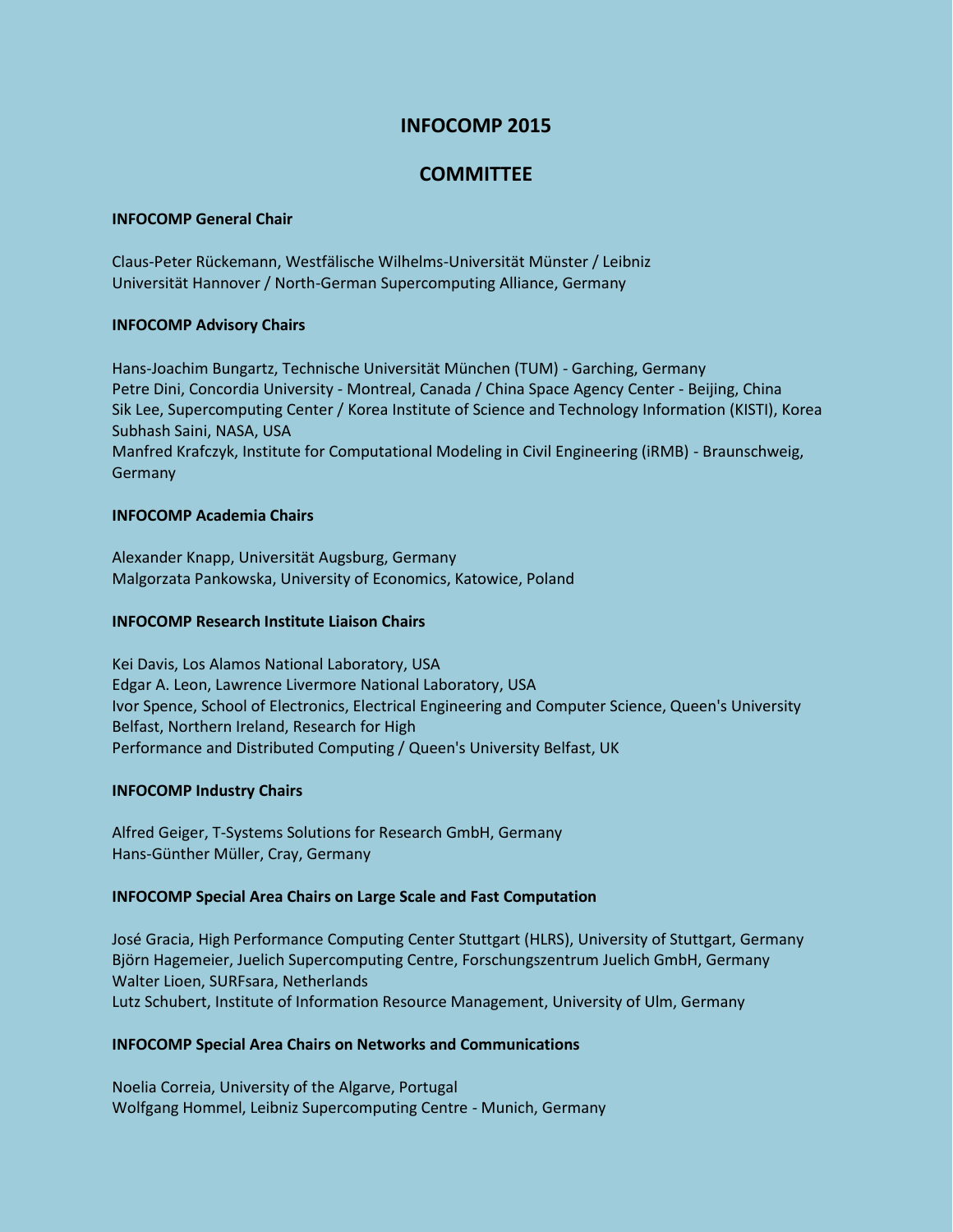# INFOCOMP 2015

## COMMITTEE

### INFOCOMP General Chair

Claus-Peter Rückemann, Westfälische Wilhelms-Universität Münster / Leibniz Universität Hannover / North-German Supercomputing Alliance, Germany

### INFOCOMP Advisory Chairs

Hans-Joachim Bungartz, Technische Universität München (TUM) - Garching, Germany
Petre Dini, Concordia University - Montreal, Canada / China Space Agency Center - Beijing, China
Sik Lee, Supercomputing Center / Korea Institute of Science and Technology Information (KISTI), Korea
Subhash Saini, NASA, USA
Manfred Krafczyk, Institute for Computational Modeling in Civil Engineering (iRMB) - Braunschweig, Germany

### INFOCOMP Academia Chairs

Alexander Knapp, Universität Augsburg, Germany
Malgorzata Pankowska, University of Economics, Katowice, Poland

### INFOCOMP Research Institute Liaison Chairs

Kei Davis, Los Alamos National Laboratory, USA
Edgar A. Leon, Lawrence Livermore National Laboratory, USA
Ivor Spence, School of Electronics, Electrical Engineering and Computer Science, Queen's University Belfast, Northern Ireland, Research for High Performance and Distributed Computing / Queen's University Belfast, UK

### INFOCOMP Industry Chairs

Alfred Geiger, T-Systems Solutions for Research GmbH, Germany
Hans-Günther Müller, Cray, Germany

### INFOCOMP Special Area Chairs on Large Scale and Fast Computation

José Gracia, High Performance Computing Center Stuttgart (HLRS), University of Stuttgart, Germany
Björn Hagemeier, Juelich Supercomputing Centre, Forschungszentrum Juelich GmbH, Germany
Walter Lioen, SURFsara, Netherlands
Lutz Schubert, Institute of Information Resource Management, University of Ulm, Germany

### INFOCOMP Special Area Chairs on Networks and Communications

Noelia Correia, University of the Algarve, Portugal
Wolfgang Hommel, Leibniz Supercomputing Centre - Munich, Germany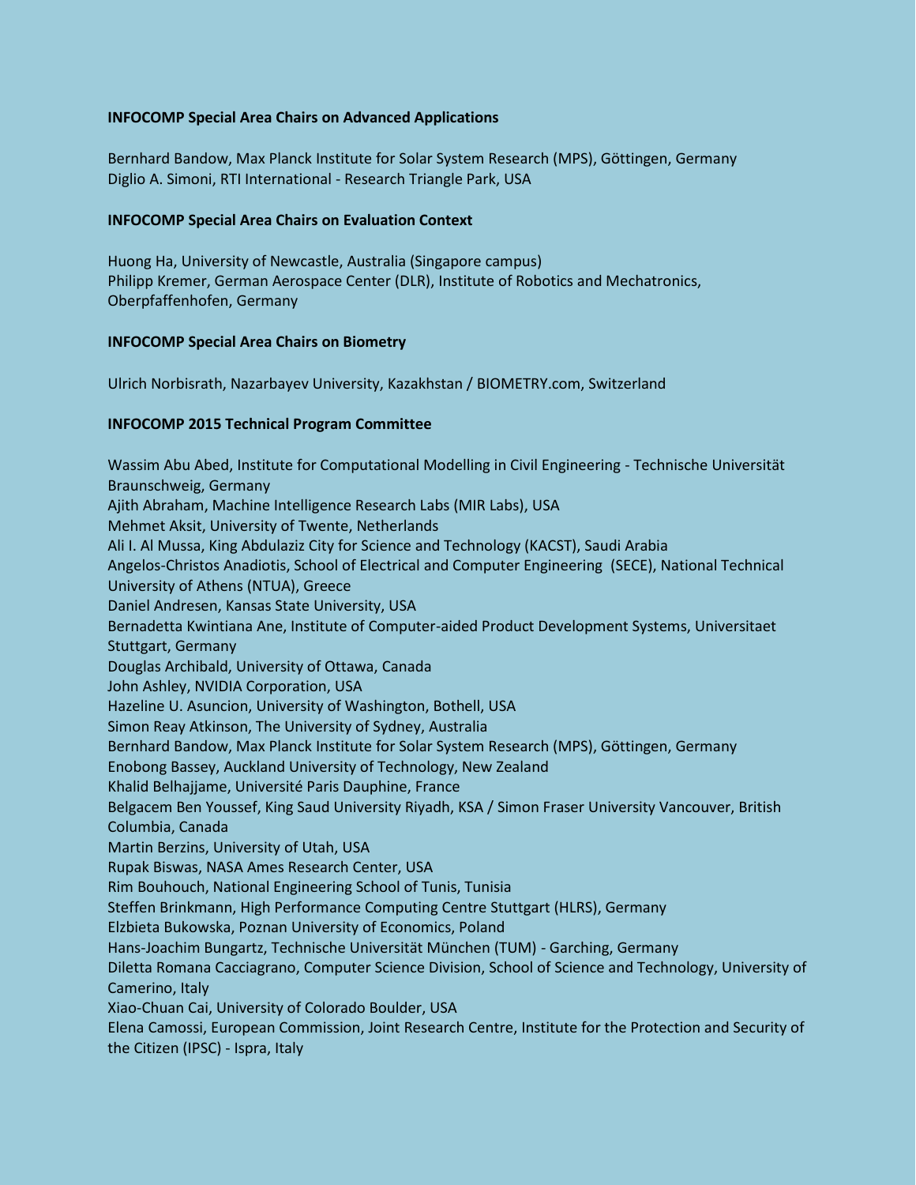**INFOCOMP Special Area Chairs on Advanced Applications**

Bernhard Bandow, Max Planck Institute for Solar System Research (MPS), Göttingen, Germany
Diglio A. Simoni, RTI International - Research Triangle Park, USA

**INFOCOMP Special Area Chairs on Evaluation Context**

Huong Ha, University of Newcastle, Australia (Singapore campus)
Philipp Kremer, German Aerospace Center (DLR), Institute of Robotics and Mechatronics, Oberpfaffenhofen, Germany

**INFOCOMP Special Area Chairs on Biometry**

Ulrich Norbisrath, Nazarbayev University, Kazakhstan / BIOMETRY.com, Switzerland

**INFOCOMP 2015 Technical Program Committee**

Wassim Abu Abed, Institute for Computational Modelling in Civil Engineering - Technische Universität Braunschweig, Germany
Ajith Abraham, Machine Intelligence Research Labs (MIR Labs), USA
Mehmet Aksit, University of Twente, Netherlands
Ali I. Al Mussa, King Abdulaziz City for Science and Technology (KACST), Saudi Arabia
Angelos-Christos Anadiotis, School of Electrical and Computer Engineering (SECE), National Technical University of Athens (NTUA), Greece
Daniel Andresen, Kansas State University, USA
Bernadetta Kwintiana Ane, Institute of Computer-aided Product Development Systems, Universitaet Stuttgart, Germany
Douglas Archibald, University of Ottawa, Canada
John Ashley, NVIDIA Corporation, USA
Hazeline U. Asuncion, University of Washington, Bothell, USA
Simon Reay Atkinson, The University of Sydney, Australia
Bernhard Bandow, Max Planck Institute for Solar System Research (MPS), Göttingen, Germany
Enobong Bassey, Auckland University of Technology, New Zealand
Khalid Belhajjame, Université Paris Dauphine, France
Belgacem Ben Youssef, King Saud University Riyadh, KSA / Simon Fraser University Vancouver, British Columbia, Canada
Martin Berzins, University of Utah, USA
Rupak Biswas, NASA Ames Research Center, USA
Rim Bouhouch, National Engineering School of Tunis, Tunisia
Steffen Brinkmann, High Performance Computing Centre Stuttgart (HLRS), Germany
Elzbieta Bukowska, Poznan University of Economics, Poland
Hans-Joachim Bungartz, Technische Universität München (TUM) - Garching, Germany
Diletta Romana Cacciagrano, Computer Science Division, School of Science and Technology, University of Camerino, Italy
Xiao-Chuan Cai, University of Colorado Boulder, USA
Elena Camossi, European Commission, Joint Research Centre, Institute for the Protection and Security of the Citizen (IPSC) - Ispra, Italy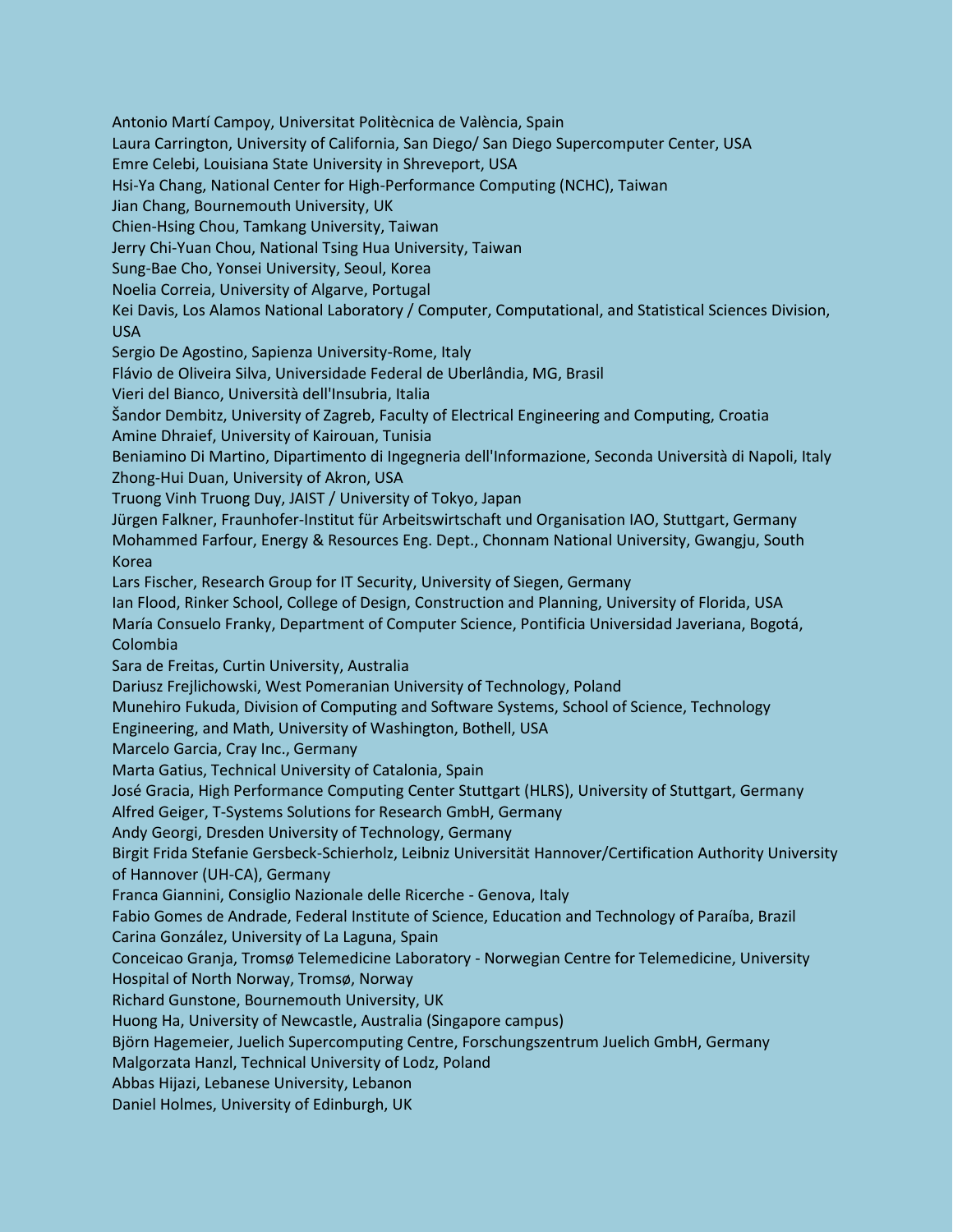Antonio Martí Campoy, Universitat Politècnica de València, Spain
Laura Carrington, University of California, San Diego/ San Diego Supercomputer Center, USA
Emre Celebi, Louisiana State University in Shreveport, USA
Hsi-Ya Chang, National Center for High-Performance Computing (NCHC), Taiwan
Jian Chang, Bournemouth University, UK
Chien-Hsing Chou, Tamkang University, Taiwan
Jerry Chi-Yuan Chou, National Tsing Hua University, Taiwan
Sung-Bae Cho, Yonsei University, Seoul, Korea
Noelia Correia, University of Algarve, Portugal
Kei Davis, Los Alamos National Laboratory / Computer, Computational, and Statistical Sciences Division, USA
Sergio De Agostino, Sapienza University-Rome, Italy
Flávio de Oliveira Silva, Universidade Federal de Uberlândia, MG, Brasil
Vieri del Bianco, Università dell'Insubria, Italia
Šandor Dembitz, University of Zagreb, Faculty of Electrical Engineering and Computing, Croatia
Amine Dhraief, University of Kairouan, Tunisia
Beniamino Di Martino, Dipartimento di Ingegneria dell'Informazione, Seconda Università di Napoli, Italy
Zhong-Hui Duan, University of Akron, USA
Truong Vinh Truong Duy, JAIST / University of Tokyo, Japan
Jürgen Falkner, Fraunhofer-Institut für Arbeitswirtschaft und Organisation IAO, Stuttgart, Germany
Mohammed Farfour, Energy & Resources Eng. Dept., Chonnam National University, Gwangju, South Korea
Lars Fischer, Research Group for IT Security, University of Siegen, Germany
Ian Flood, Rinker School, College of Design, Construction and Planning, University of Florida, USA
María Consuelo Franky, Department of Computer Science, Pontificia Universidad Javeriana, Bogotá, Colombia
Sara de Freitas, Curtin University, Australia
Dariusz Frejlichowski, West Pomeranian University of Technology, Poland
Munehiro Fukuda, Division of Computing and Software Systems, School of Science, Technology Engineering, and Math, University of Washington, Bothell, USA
Marcelo Garcia, Cray Inc., Germany
Marta Gatius, Technical University of Catalonia, Spain
José Gracia, High Performance Computing Center Stuttgart (HLRS), University of Stuttgart, Germany
Alfred Geiger, T-Systems Solutions for Research GmbH, Germany
Andy Georgi, Dresden University of Technology, Germany
Birgit Frida Stefanie Gersbeck-Schierholz, Leibniz Universität Hannover/Certification Authority University of Hannover (UH-CA), Germany
Franca Giannini, Consiglio Nazionale delle Ricerche - Genova, Italy
Fabio Gomes de Andrade, Federal Institute of Science, Education and Technology of Paraíba, Brazil
Carina González, University of La Laguna, Spain
Conceicao Granja, Tromsø Telemedicine Laboratory - Norwegian Centre for Telemedicine, University Hospital of North Norway, Tromsø, Norway
Richard Gunstone, Bournemouth University, UK
Huong Ha, University of Newcastle, Australia (Singapore campus)
Björn Hagemeier, Juelich Supercomputing Centre, Forschungszentrum Juelich GmbH, Germany
Malgorzata Hanzl, Technical University of Lodz, Poland
Abbas Hijazi, Lebanese University, Lebanon
Daniel Holmes, University of Edinburgh, UK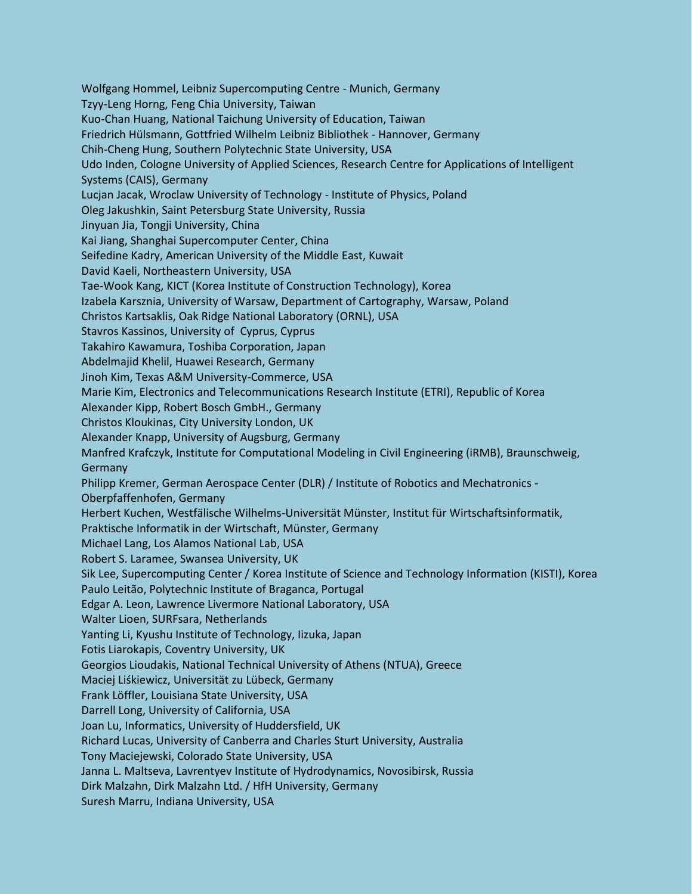Wolfgang Hommel, Leibniz Supercomputing Centre - Munich, Germany
Tzyy-Leng Horng, Feng Chia University, Taiwan
Kuo-Chan Huang, National Taichung University of Education, Taiwan
Friedrich Hülsmann, Gottfried Wilhelm Leibniz Bibliothek - Hannover, Germany
Chih-Cheng Hung, Southern Polytechnic State University, USA
Udo Inden, Cologne University of Applied Sciences, Research Centre for Applications of Intelligent Systems (CAIS), Germany
Lucjan Jacak, Wroclaw University of Technology - Institute of Physics, Poland
Oleg Jakushkin, Saint Petersburg State University, Russia
Jinyuan Jia, Tongji University, China
Kai Jiang, Shanghai Supercomputer Center, China
Seifedine Kadry, American University of the Middle East, Kuwait
David Kaeli, Northeastern University, USA
Tae-Wook Kang, KICT (Korea Institute of Construction Technology), Korea
Izabela Karsznia, University of Warsaw, Department of Cartography, Warsaw, Poland
Christos Kartsaklis, Oak Ridge National Laboratory (ORNL), USA
Stavros Kassinos, University of Cyprus, Cyprus
Takahiro Kawamura, Toshiba Corporation, Japan
Abdelmajid Khelil, Huawei Research, Germany
Jinoh Kim, Texas A&M University-Commerce, USA
Marie Kim, Electronics and Telecommunications Research Institute (ETRI), Republic of Korea
Alexander Kipp, Robert Bosch GmbH., Germany
Christos Kloukinas, City University London, UK
Alexander Knapp, University of Augsburg, Germany
Manfred Krafczyk, Institute for Computational Modeling in Civil Engineering (iRMB), Braunschweig, Germany
Philipp Kremer, German Aerospace Center (DLR) / Institute of Robotics and Mechatronics - Oberpfaffenhofen, Germany
Herbert Kuchen, Westfälische Wilhelms-Universität Münster, Institut für Wirtschaftsinformatik, Praktische Informatik in der Wirtschaft, Münster, Germany
Michael Lang, Los Alamos National Lab, USA
Robert S. Laramee, Swansea University, UK
Sik Lee, Supercomputing Center / Korea Institute of Science and Technology Information (KISTI), Korea
Paulo Leitão, Polytechnic Institute of Braganca, Portugal
Edgar A. Leon, Lawrence Livermore National Laboratory, USA
Walter Lioen, SURFsara, Netherlands
Yanting Li, Kyushu Institute of Technology, Iizuka, Japan
Fotis Liarokapis, Coventry University, UK
Georgios Lioudakis, National Technical University of Athens (NTUA), Greece
Maciej Liśkiewicz, Universität zu Lübeck, Germany
Frank Löffler, Louisiana State University, USA
Darrell Long, University of California, USA
Joan Lu, Informatics, University of Huddersfield, UK
Richard Lucas, University of Canberra and Charles Sturt University, Australia
Tony Maciejewski, Colorado State University, USA
Janna L. Maltseva, Lavrentyev Institute of Hydrodynamics, Novosibirsk, Russia
Dirk Malzahn, Dirk Malzahn Ltd. / HfH University, Germany
Suresh Marru, Indiana University, USA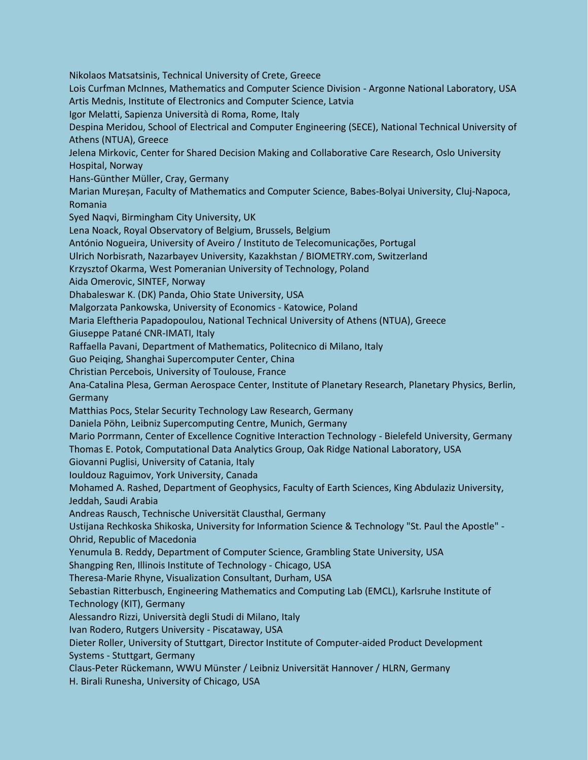Nikolaos Matsatsinis, Technical University of Crete, Greece
Lois Curfman McInnes, Mathematics and Computer Science Division - Argonne National Laboratory, USA
Artis Mednis, Institute of Electronics and Computer Science, Latvia
Igor Melatti, Sapienza Università di Roma, Rome, Italy
Despina Meridou, School of Electrical and Computer Engineering (SECE), National Technical University of Athens (NTUA), Greece
Jelena Mirkovic, Center for Shared Decision Making and Collaborative Care Research, Oslo University Hospital, Norway
Hans-Günther Müller, Cray, Germany
Marian Mureșan, Faculty of Mathematics and Computer Science, Babes-Bolyai University, Cluj-Napoca, Romania
Syed Naqvi, Birmingham City University, UK
Lena Noack, Royal Observatory of Belgium, Brussels, Belgium
António Nogueira, University of Aveiro / Instituto de Telecomunicações, Portugal
Ulrich Norbisrath, Nazarbayev University, Kazakhstan / BIOMETRY.com, Switzerland
Krzysztof Okarma, West Pomeranian University of Technology, Poland
Aida Omerovic, SINTEF, Norway
Dhabaleswar K. (DK) Panda, Ohio State University, USA
Malgorzata Pankowska, University of Economics - Katowice, Poland
Maria Eleftheria Papadopoulou, National Technical University of Athens (NTUA), Greece
Giuseppe Patané CNR-IMATI, Italy
Raffaella Pavani, Department of Mathematics, Politecnico di Milano, Italy
Guo Peiqing, Shanghai Supercomputer Center, China
Christian Percebois, University of Toulouse, France
Ana-Catalina Plesa, German Aerospace Center, Institute of Planetary Research, Planetary Physics, Berlin, Germany
Matthias Pocs, Stelar Security Technology Law Research, Germany
Daniela Pöhn, Leibniz Supercomputing Centre, Munich, Germany
Mario Porrmann, Center of Excellence Cognitive Interaction Technology - Bielefeld University, Germany
Thomas E. Potok, Computational Data Analytics Group, Oak Ridge National Laboratory, USA
Giovanni Puglisi, University of Catania, Italy
Iouldouz Raguimov, York University, Canada
Mohamed A. Rashed, Department of Geophysics, Faculty of Earth Sciences, King Abdulaziz University, Jeddah, Saudi Arabia
Andreas Rausch, Technische Universität Clausthal, Germany
Ustijana Rechkoska Shikoska, University for Information Science & Technology "St. Paul the Apostle" - Ohrid, Republic of Macedonia
Yenumula B. Reddy, Department of Computer Science, Grambling State University, USA
Shangping Ren, Illinois Institute of Technology - Chicago, USA
Theresa-Marie Rhyne, Visualization Consultant, Durham, USA
Sebastian Ritterbusch, Engineering Mathematics and Computing Lab (EMCL), Karlsruhe Institute of Technology (KIT), Germany
Alessandro Rizzi, Università degli Studi di Milano, Italy
Ivan Rodero, Rutgers University - Piscataway, USA
Dieter Roller, University of Stuttgart, Director Institute of Computer-aided Product Development Systems - Stuttgart, Germany
Claus-Peter Rückemann, WWU Münster / Leibniz Universität Hannover / HLRN, Germany
H. Birali Runesha, University of Chicago, USA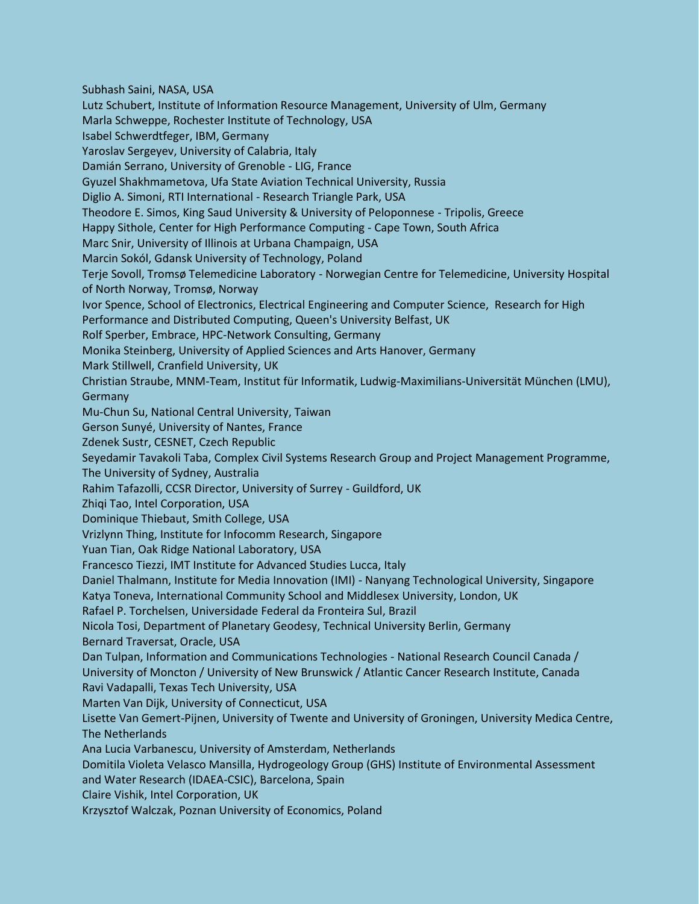Subhash Saini, NASA, USA
Lutz Schubert, Institute of Information Resource Management, University of Ulm, Germany
Marla Schweppe, Rochester Institute of Technology, USA
Isabel Schwerdtfeger, IBM, Germany
Yaroslav Sergeyev, University of Calabria, Italy
Damián Serrano, University of Grenoble - LIG, France
Gyuzel Shakhmametova, Ufa State Aviation Technical University, Russia
Diglio A. Simoni, RTI International - Research Triangle Park, USA
Theodore E. Simos, King Saud University & University of Peloponnese - Tripolis, Greece
Happy Sithole, Center for High Performance Computing - Cape Town, South Africa
Marc Snir, University of Illinois at Urbana Champaign, USA
Marcin Sokól, Gdansk University of Technology, Poland
Terje Sovoll, Tromsø Telemedicine Laboratory - Norwegian Centre for Telemedicine, University Hospital of North Norway, Tromsø, Norway
Ivor Spence, School of Electronics, Electrical Engineering and Computer Science, Research for High Performance and Distributed Computing, Queen's University Belfast, UK
Rolf Sperber, Embrace, HPC-Network Consulting, Germany
Monika Steinberg, University of Applied Sciences and Arts Hanover, Germany
Mark Stillwell, Cranfield University, UK
Christian Straube, MNM-Team, Institut für Informatik, Ludwig-Maximilians-Universität München (LMU), Germany
Mu-Chun Su, National Central University, Taiwan
Gerson Sunyé, University of Nantes, France
Zdenek Sustr, CESNET, Czech Republic
Seyedamir Tavakoli Taba, Complex Civil Systems Research Group and Project Management Programme, The University of Sydney, Australia
Rahim Tafazolli, CCSR Director, University of Surrey - Guildford, UK
Zhiqi Tao, Intel Corporation, USA
Dominique Thiebaut, Smith College, USA
Vrizlynn Thing, Institute for Infocomm Research, Singapore
Yuan Tian, Oak Ridge National Laboratory, USA
Francesco Tiezzi, IMT Institute for Advanced Studies Lucca, Italy
Daniel Thalmann, Institute for Media Innovation (IMI) - Nanyang Technological University, Singapore
Katya Toneva, International Community School and Middlesex University, London, UK
Rafael P. Torchelsen, Universidade Federal da Fronteira Sul, Brazil
Nicola Tosi, Department of Planetary Geodesy, Technical University Berlin, Germany
Bernard Traversat, Oracle, USA
Dan Tulpan, Information and Communications Technologies - National Research Council Canada / University of Moncton / University of New Brunswick / Atlantic Cancer Research Institute, Canada
Ravi Vadapalli, Texas Tech University, USA
Marten Van Dijk, University of Connecticut, USA
Lisette Van Gemert-Pijnen, University of Twente and University of Groningen, University Medica Centre, The Netherlands
Ana Lucia Varbanescu, University of Amsterdam, Netherlands
Domitila Violeta Velasco Mansilla, Hydrogeology Group (GHS) Institute of Environmental Assessment and Water Research (IDAEA-CSIC), Barcelona, Spain
Claire Vishik, Intel Corporation, UK
Krzysztof Walczak, Poznan University of Economics, Poland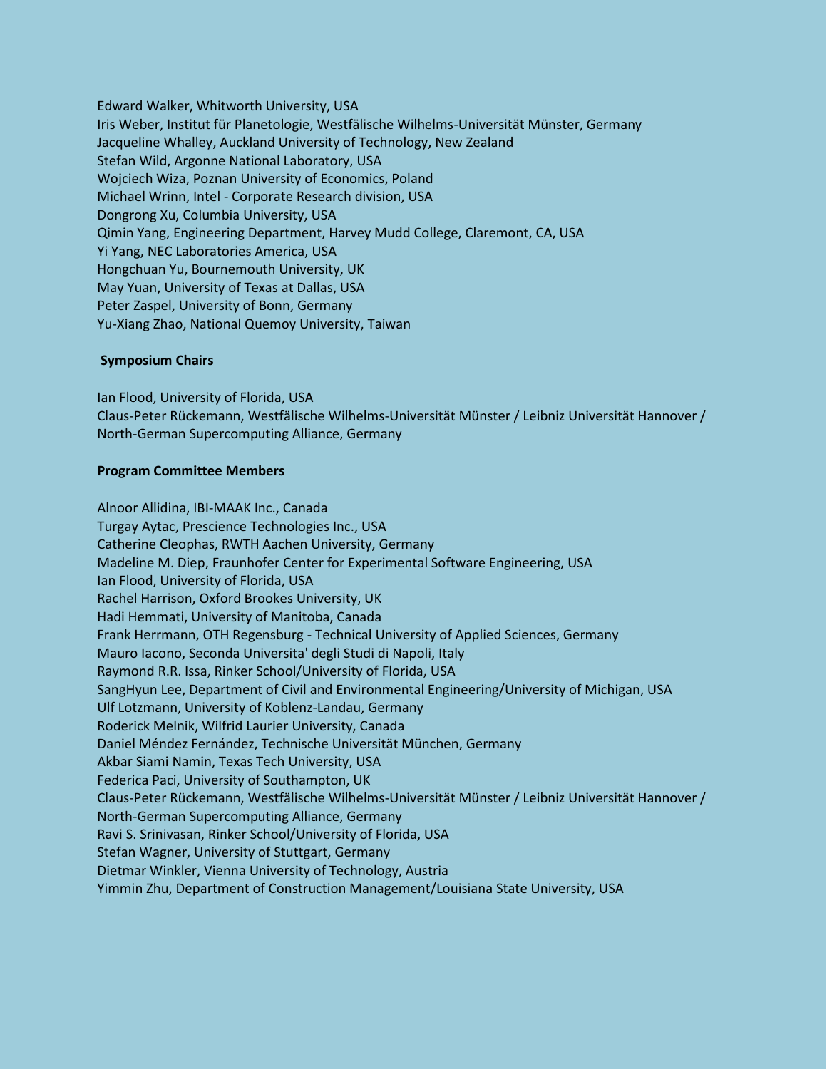Edward Walker, Whitworth University, USA
Iris Weber, Institut für Planetologie, Westfälische Wilhelms-Universität Münster, Germany
Jacqueline Whalley, Auckland University of Technology, New Zealand
Stefan Wild, Argonne National Laboratory, USA
Wojciech Wiza, Poznan University of Economics, Poland
Michael Wrinn, Intel - Corporate Research division, USA
Dongrong Xu, Columbia University, USA
Qimin Yang, Engineering Department, Harvey Mudd College, Claremont, CA, USA
Yi Yang, NEC Laboratories America, USA
Hongchuan Yu, Bournemouth University, UK
May Yuan, University of Texas at Dallas, USA
Peter Zaspel, University of Bonn, Germany
Yu-Xiang Zhao, National Quemoy University, Taiwan

**Symposium Chairs**

Ian Flood, University of Florida, USA
Claus-Peter Rückemann, Westfälische Wilhelms-Universität Münster / Leibniz Universität Hannover / North-German Supercomputing Alliance, Germany

**Program Committee Members**

Alnoor Allidina, IBI-MAAK Inc., Canada
Turgay Aytac, Prescience Technologies Inc., USA
Catherine Cleophas, RWTH Aachen University, Germany
Madeline M. Diep, Fraunhofer Center for Experimental Software Engineering, USA
Ian Flood, University of Florida, USA
Rachel Harrison, Oxford Brookes University, UK
Hadi Hemmati, University of Manitoba, Canada
Frank Herrmann, OTH Regensburg - Technical University of Applied Sciences, Germany
Mauro Iacono, Seconda Universita' degli Studi di Napoli, Italy
Raymond R.R. Issa, Rinker School/University of Florida, USA
SangHyun Lee, Department of Civil and Environmental Engineering/University of Michigan, USA
Ulf Lotzmann, University of Koblenz-Landau, Germany
Roderick Melnik, Wilfrid Laurier University, Canada
Daniel Méndez Fernández, Technische Universität München, Germany
Akbar Siami Namin, Texas Tech University, USA
Federica Paci, University of Southampton, UK
Claus-Peter Rückemann, Westfälische Wilhelms-Universität Münster / Leibniz Universität Hannover / North-German Supercomputing Alliance, Germany
Ravi S. Srinivasan, Rinker School/University of Florida, USA
Stefan Wagner, University of Stuttgart, Germany
Dietmar Winkler, Vienna University of Technology, Austria
Yimmin Zhu, Department of Construction Management/Louisiana State University, USA